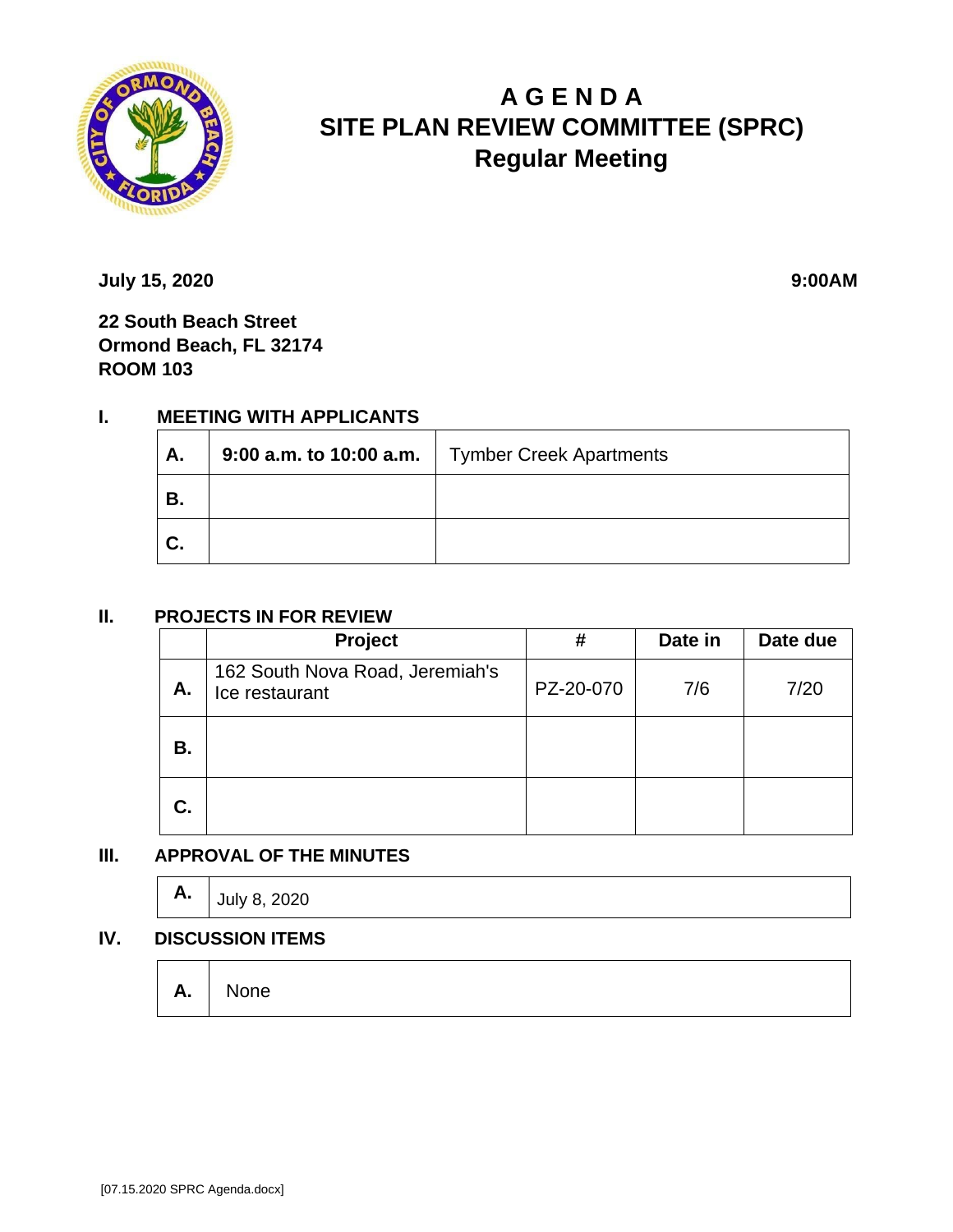# A G E N D A
# SITE PLAN REVIEW COMMITTEE (SPRC)
## Regular Meeting

**July 15, 2020** **9:00AM**

**22 South Beach Street**
**Ormond Beach, FL 32174**
**ROOM 103**

## I. MEETING WITH APPLICANTS

| | | |
|---|---|---|
| **A.** | **9:00 a.m. to 10:00 a.m.** | Tymber Creek Apartments |
| **B.** | | |
| **C.** | | |

## II. PROJECTS IN FOR REVIEW

| | Project | # | Date in | Date due |
|---|---|---|---|---|
| **A.** | 162 South Nova Road, Jeremiah's Ice restaurant | PZ-20-070 | 7/6 | 7/20 |
| **B.** | | | | |
| **C.** | | | | |

## III. APPROVAL OF THE MINUTES

| | |
|---|---|
| **A.** | July 8, 2020 |

## IV. DISCUSSION ITEMS

| | |
|---|---|
| **A.** | None |

[07.15.2020 SPRC Agenda.docx]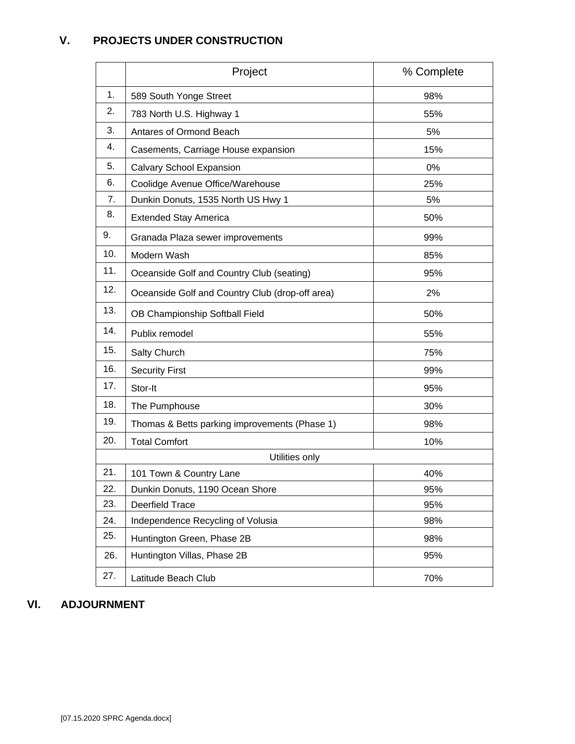## V. PROJECTS UNDER CONSTRUCTION

| | Project | % Complete |
|---|---|---|
| 1. | 589 South Yonge Street | 98% |
| 2. | 783 North U.S. Highway 1 | 55% |
| 3. | Antares of Ormond Beach | 5% |
| 4. | Casements, Carriage House expansion | 15% |
| 5. | Calvary School Expansion | 0% |
| 6. | Coolidge Avenue Office/Warehouse | 25% |
| 7. | Dunkin Donuts, 1535 North US Hwy 1 | 5% |
| 8. | Extended Stay America | 50% |
| 9. | Granada Plaza sewer improvements | 99% |
| 10. | Modern Wash | 85% |
| 11. | Oceanside Golf and Country Club (seating) | 95% |
| 12. | Oceanside Golf and Country Club (drop-off area) | 2% |
| 13. | OB Championship Softball Field | 50% |
| 14. | Publix remodel | 55% |
| 15. | Salty Church | 75% |
| 16. | Security First | 99% |
| 17. | Stor-It | 95% |
| 18. | The Pumphouse | 30% |
| 19. | Thomas & Betts parking improvements (Phase 1) | 98% |
| 20. | Total Comfort | 10% |
| | Utilities only | |
| 21. | 101 Town & Country Lane | 40% |
| 22. | Dunkin Donuts, 1190 Ocean Shore | 95% |
| 23. | Deerfield Trace | 95% |
| 24. | Independence Recycling of Volusia | 98% |
| 25. | Huntington Green, Phase 2B | 98% |
| 26. | Huntington Villas, Phase 2B | 95% |
| 27. | Latitude Beach Club | 70% |

## VI. ADJOURNMENT

[07.15.2020 SPRC Agenda.docx]